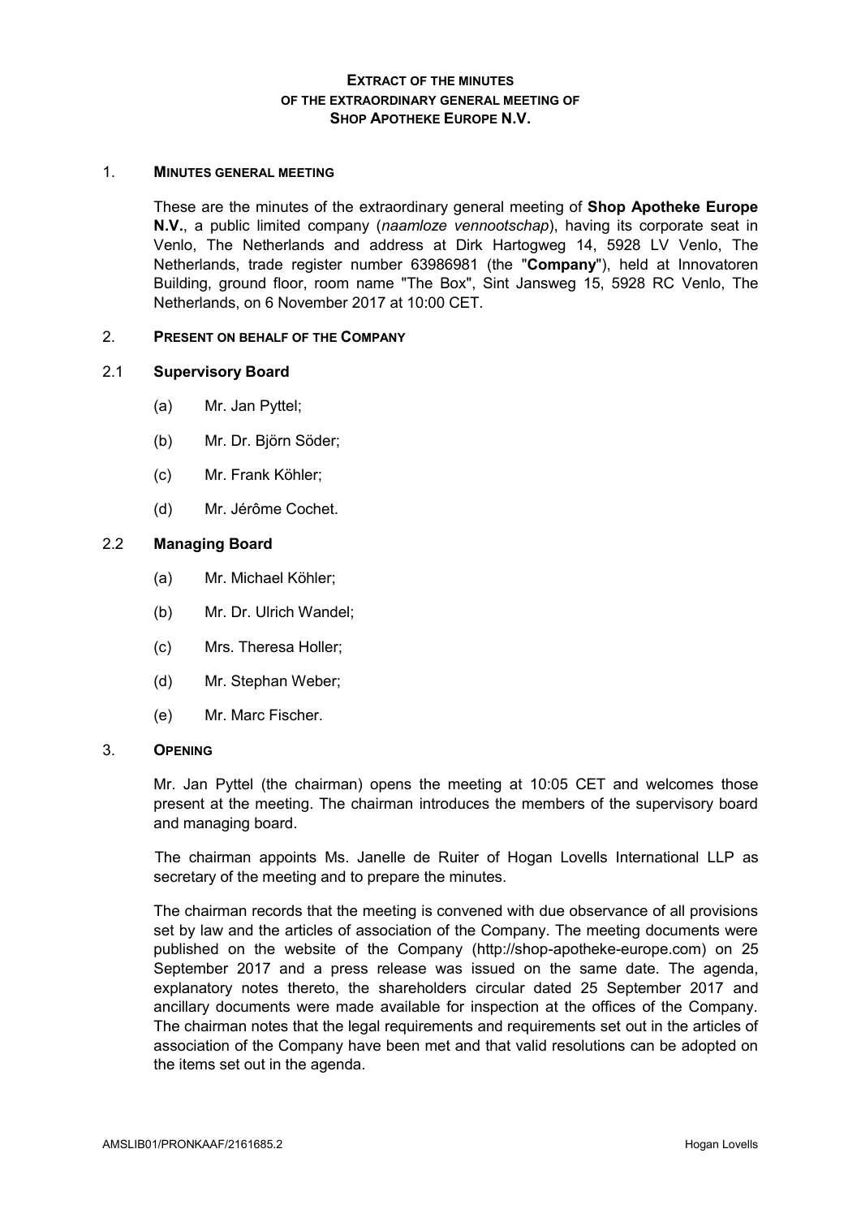**EXTRACT OF THE MINUTES**
**OF THE EXTRAORDINARY GENERAL MEETING OF**
**SHOP APOTHEKE EUROPE N.V.**

## 1. MINUTES GENERAL MEETING

These are the minutes of the extraordinary general meeting of **Shop Apotheke Europe N.V.**, a public limited company (*naamloze vennootschap*), having its corporate seat in Venlo, The Netherlands and address at Dirk Hartogweg 14, 5928 LV Venlo, The Netherlands, trade register number 63986981 (the "**Company**"), held at Innovatoren Building, ground floor, room name "The Box", Sint Jansweg 15, 5928 RC Venlo, The Netherlands, on 6 November 2017 at 10:00 CET.

## 2. PRESENT ON BEHALF OF THE COMPANY

### 2.1 Supervisory Board

(a) Mr. Jan Pyttel;

(b) Mr. Dr. Björn Söder;

(c) Mr. Frank Köhler;

(d) Mr. Jérôme Cochet.

### 2.2 Managing Board

(a) Mr. Michael Köhler;

(b) Mr. Dr. Ulrich Wandel;

(c) Mrs. Theresa Holler;

(d) Mr. Stephan Weber;

(e) Mr. Marc Fischer.

## 3. OPENING

Mr. Jan Pyttel (the chairman) opens the meeting at 10:05 CET and welcomes those present at the meeting. The chairman introduces the members of the supervisory board and managing board.

The chairman appoints Ms. Janelle de Ruiter of Hogan Lovells International LLP as secretary of the meeting and to prepare the minutes.

The chairman records that the meeting is convened with due observance of all provisions set by law and the articles of association of the Company. The meeting documents were published on the website of the Company (http://shop-apotheke-europe.com) on 25 September 2017 and a press release was issued on the same date. The agenda, explanatory notes thereto, the shareholders circular dated 25 September 2017 and ancillary documents were made available for inspection at the offices of the Company. The chairman notes that the legal requirements and requirements set out in the articles of association of the Company have been met and that valid resolutions can be adopted on the items set out in the agenda.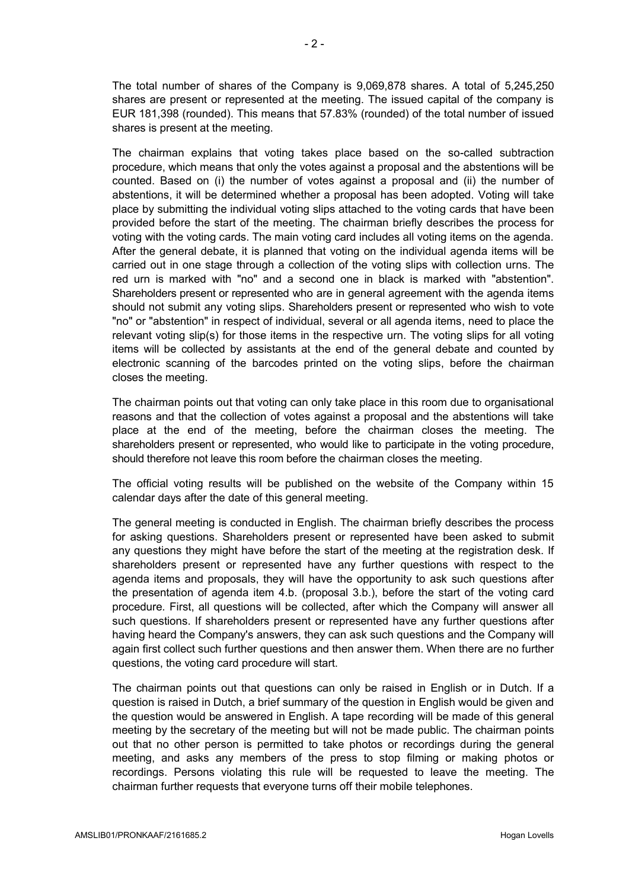The total number of shares of the Company is 9,069,878 shares. A total of 5,245,250 shares are present or represented at the meeting. The issued capital of the company is EUR 181,398 (rounded). This means that 57.83% (rounded) of the total number of issued shares is present at the meeting.

The chairman explains that voting takes place based on the so-called subtraction procedure, which means that only the votes against a proposal and the abstentions will be counted. Based on (i) the number of votes against a proposal and (ii) the number of abstentions, it will be determined whether a proposal has been adopted. Voting will take place by submitting the individual voting slips attached to the voting cards that have been provided before the start of the meeting. The chairman briefly describes the process for voting with the voting cards. The main voting card includes all voting items on the agenda. After the general debate, it is planned that voting on the individual agenda items will be carried out in one stage through a collection of the voting slips with collection urns. The red urn is marked with "no" and a second one in black is marked with "abstention". Shareholders present or represented who are in general agreement with the agenda items should not submit any voting slips. Shareholders present or represented who wish to vote "no" or "abstention" in respect of individual, several or all agenda items, need to place the relevant voting slip(s) for those items in the respective urn. The voting slips for all voting items will be collected by assistants at the end of the general debate and counted by electronic scanning of the barcodes printed on the voting slips, before the chairman closes the meeting.

The chairman points out that voting can only take place in this room due to organisational reasons and that the collection of votes against a proposal and the abstentions will take place at the end of the meeting, before the chairman closes the meeting. The shareholders present or represented, who would like to participate in the voting procedure, should therefore not leave this room before the chairman closes the meeting.

The official voting results will be published on the website of the Company within 15 calendar days after the date of this general meeting.

The general meeting is conducted in English. The chairman briefly describes the process for asking questions. Shareholders present or represented have been asked to submit any questions they might have before the start of the meeting at the registration desk. If shareholders present or represented have any further questions with respect to the agenda items and proposals, they will have the opportunity to ask such questions after the presentation of agenda item 4.b. (proposal 3.b.), before the start of the voting card procedure. First, all questions will be collected, after which the Company will answer all such questions. If shareholders present or represented have any further questions after having heard the Company's answers, they can ask such questions and the Company will again first collect such further questions and then answer them. When there are no further questions, the voting card procedure will start.

The chairman points out that questions can only be raised in English or in Dutch. If a question is raised in Dutch, a brief summary of the question in English would be given and the question would be answered in English. A tape recording will be made of this general meeting by the secretary of the meeting but will not be made public. The chairman points out that no other person is permitted to take photos or recordings during the general meeting, and asks any members of the press to stop filming or making photos or recordings. Persons violating this rule will be requested to leave the meeting. The chairman further requests that everyone turns off their mobile telephones.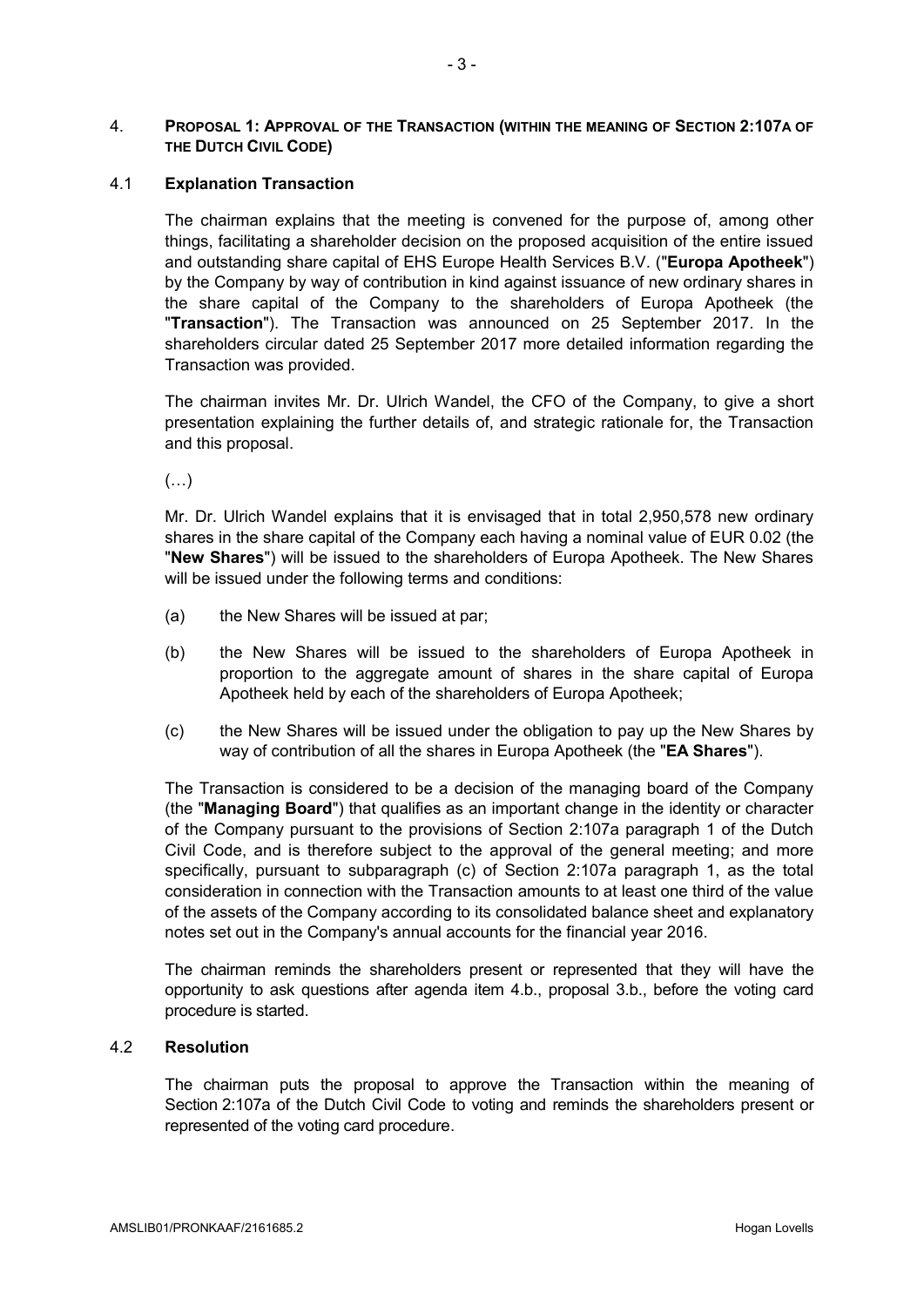## 4. PROPOSAL 1: APPROVAL OF THE TRANSACTION (WITHIN THE MEANING OF SECTION 2:107A OF THE DUTCH CIVIL CODE)

### 4.1 Explanation Transaction

The chairman explains that the meeting is convened for the purpose of, among other things, facilitating a shareholder decision on the proposed acquisition of the entire issued and outstanding share capital of EHS Europe Health Services B.V. ("**Europa Apotheek**") by the Company by way of contribution in kind against issuance of new ordinary shares in the share capital of the Company to the shareholders of Europa Apotheek (the "**Transaction**"). The Transaction was announced on 25 September 2017. In the shareholders circular dated 25 September 2017 more detailed information regarding the Transaction was provided.

The chairman invites Mr. Dr. Ulrich Wandel, the CFO of the Company, to give a short presentation explaining the further details of, and strategic rationale for, the Transaction and this proposal.

(…)

Mr. Dr. Ulrich Wandel explains that it is envisaged that in total 2,950,578 new ordinary shares in the share capital of the Company each having a nominal value of EUR 0.02 (the "**New Shares**") will be issued to the shareholders of Europa Apotheek. The New Shares will be issued under the following terms and conditions:

(a) the New Shares will be issued at par;

(b) the New Shares will be issued to the shareholders of Europa Apotheek in proportion to the aggregate amount of shares in the share capital of Europa Apotheek held by each of the shareholders of Europa Apotheek;

(c) the New Shares will be issued under the obligation to pay up the New Shares by way of contribution of all the shares in Europa Apotheek (the "**EA Shares**").

The Transaction is considered to be a decision of the managing board of the Company (the "**Managing Board**") that qualifies as an important change in the identity or character of the Company pursuant to the provisions of Section 2:107a paragraph 1 of the Dutch Civil Code, and is therefore subject to the approval of the general meeting; and more specifically, pursuant to subparagraph (c) of Section 2:107a paragraph 1, as the total consideration in connection with the Transaction amounts to at least one third of the value of the assets of the Company according to its consolidated balance sheet and explanatory notes set out in the Company's annual accounts for the financial year 2016.

The chairman reminds the shareholders present or represented that they will have the opportunity to ask questions after agenda item 4.b., proposal 3.b., before the voting card procedure is started.

### 4.2 Resolution

The chairman puts the proposal to approve the Transaction within the meaning of Section 2:107a of the Dutch Civil Code to voting and reminds the shareholders present or represented of the voting card procedure.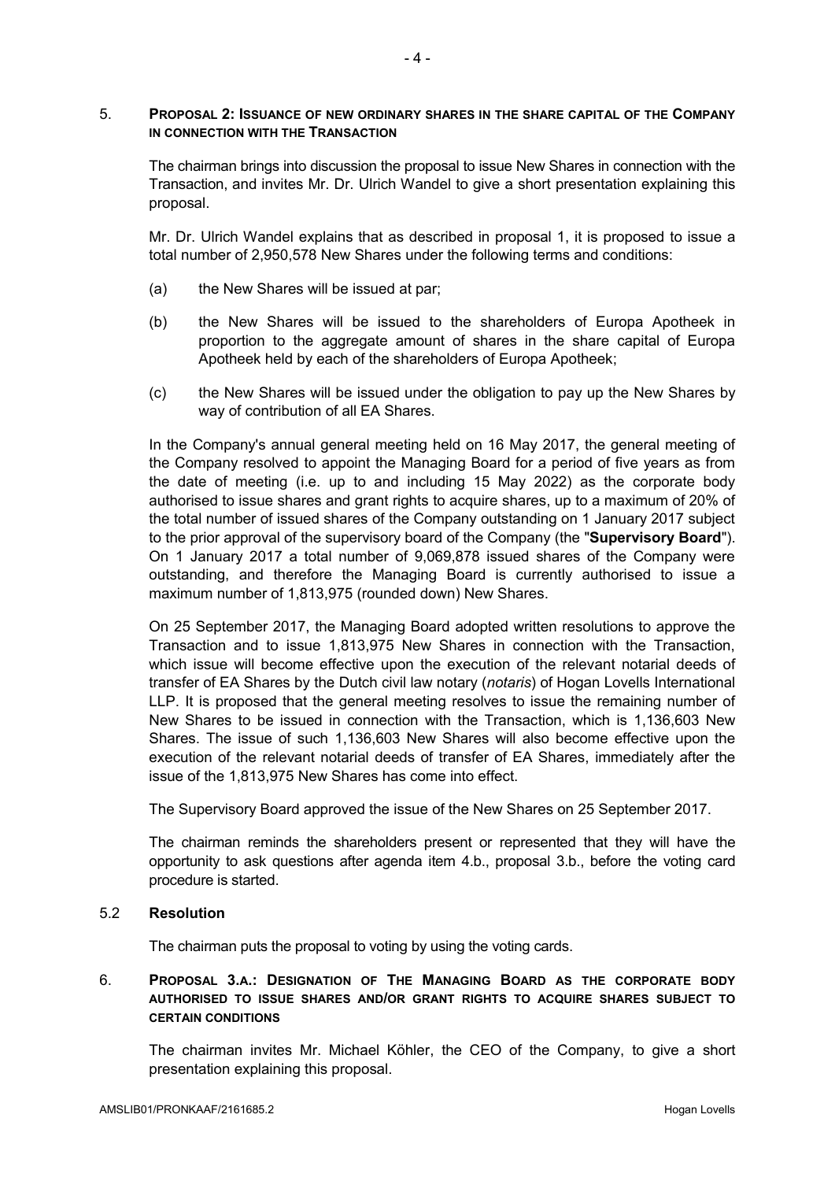## 5. PROPOSAL 2: ISSUANCE OF NEW ORDINARY SHARES IN THE SHARE CAPITAL OF THE COMPANY IN CONNECTION WITH THE TRANSACTION

The chairman brings into discussion the proposal to issue New Shares in connection with the Transaction, and invites Mr. Dr. Ulrich Wandel to give a short presentation explaining this proposal.

Mr. Dr. Ulrich Wandel explains that as described in proposal 1, it is proposed to issue a total number of 2,950,578 New Shares under the following terms and conditions:

(a) the New Shares will be issued at par;

(b) the New Shares will be issued to the shareholders of Europa Apotheek in proportion to the aggregate amount of shares in the share capital of Europa Apotheek held by each of the shareholders of Europa Apotheek;

(c) the New Shares will be issued under the obligation to pay up the New Shares by way of contribution of all EA Shares.

In the Company's annual general meeting held on 16 May 2017, the general meeting of the Company resolved to appoint the Managing Board for a period of five years as from the date of meeting (i.e. up to and including 15 May 2022) as the corporate body authorised to issue shares and grant rights to acquire shares, up to a maximum of 20% of the total number of issued shares of the Company outstanding on 1 January 2017 subject to the prior approval of the supervisory board of the Company (the "**Supervisory Board**"). On 1 January 2017 a total number of 9,069,878 issued shares of the Company were outstanding, and therefore the Managing Board is currently authorised to issue a maximum number of 1,813,975 (rounded down) New Shares.

On 25 September 2017, the Managing Board adopted written resolutions to approve the Transaction and to issue 1,813,975 New Shares in connection with the Transaction, which issue will become effective upon the execution of the relevant notarial deeds of transfer of EA Shares by the Dutch civil law notary (*notaris*) of Hogan Lovells International LLP. It is proposed that the general meeting resolves to issue the remaining number of New Shares to be issued in connection with the Transaction, which is 1,136,603 New Shares. The issue of such 1,136,603 New Shares will also become effective upon the execution of the relevant notarial deeds of transfer of EA Shares, immediately after the issue of the 1,813,975 New Shares has come into effect.

The Supervisory Board approved the issue of the New Shares on 25 September 2017.

The chairman reminds the shareholders present or represented that they will have the opportunity to ask questions after agenda item 4.b., proposal 3.b., before the voting card procedure is started.

### 5.2 Resolution

The chairman puts the proposal to voting by using the voting cards.

## 6. PROPOSAL 3.A.: DESIGNATION OF THE MANAGING BOARD AS THE CORPORATE BODY AUTHORISED TO ISSUE SHARES AND/OR GRANT RIGHTS TO ACQUIRE SHARES SUBJECT TO CERTAIN CONDITIONS

The chairman invites Mr. Michael Köhler, the CEO of the Company, to give a short presentation explaining this proposal.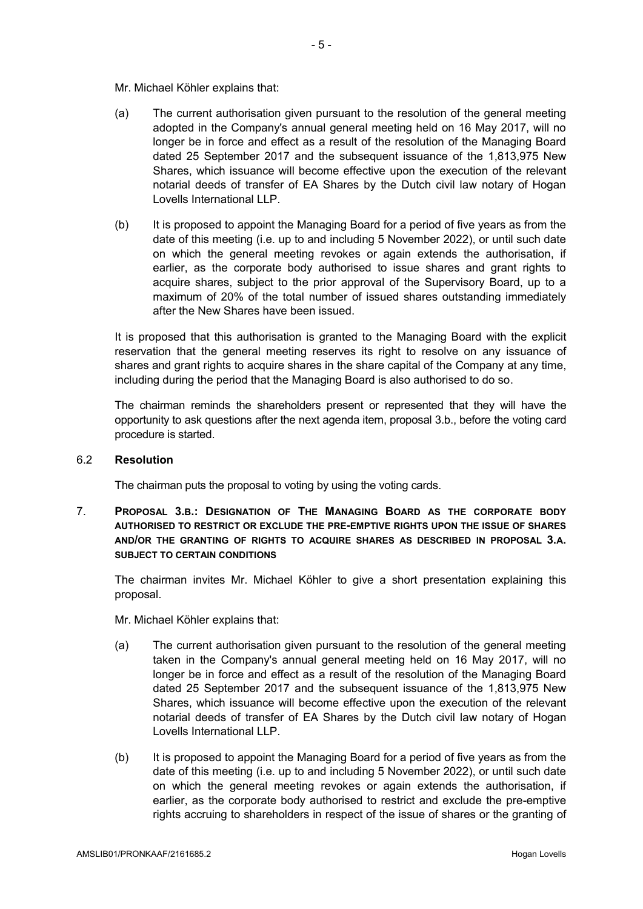Mr. Michael Köhler explains that:

(a) The current authorisation given pursuant to the resolution of the general meeting adopted in the Company's annual general meeting held on 16 May 2017, will no longer be in force and effect as a result of the resolution of the Managing Board dated 25 September 2017 and the subsequent issuance of the 1,813,975 New Shares, which issuance will become effective upon the execution of the relevant notarial deeds of transfer of EA Shares by the Dutch civil law notary of Hogan Lovells International LLP.

(b) It is proposed to appoint the Managing Board for a period of five years as from the date of this meeting (i.e. up to and including 5 November 2022), or until such date on which the general meeting revokes or again extends the authorisation, if earlier, as the corporate body authorised to issue shares and grant rights to acquire shares, subject to the prior approval of the Supervisory Board, up to a maximum of 20% of the total number of issued shares outstanding immediately after the New Shares have been issued.

It is proposed that this authorisation is granted to the Managing Board with the explicit reservation that the general meeting reserves its right to resolve on any issuance of shares and grant rights to acquire shares in the share capital of the Company at any time, including during the period that the Managing Board is also authorised to do so.

The chairman reminds the shareholders present or represented that they will have the opportunity to ask questions after the next agenda item, proposal 3.b., before the voting card procedure is started.

### 6.2 Resolution

The chairman puts the proposal to voting by using the voting cards.

## 7. PROPOSAL 3.B.: DESIGNATION OF THE MANAGING BOARD AS THE CORPORATE BODY AUTHORISED TO RESTRICT OR EXCLUDE THE PRE-EMPTIVE RIGHTS UPON THE ISSUE OF SHARES AND/OR THE GRANTING OF RIGHTS TO ACQUIRE SHARES AS DESCRIBED IN PROPOSAL 3.A. SUBJECT TO CERTAIN CONDITIONS

The chairman invites Mr. Michael Köhler to give a short presentation explaining this proposal.

Mr. Michael Köhler explains that:

(a) The current authorisation given pursuant to the resolution of the general meeting taken in the Company's annual general meeting held on 16 May 2017, will no longer be in force and effect as a result of the resolution of the Managing Board dated 25 September 2017 and the subsequent issuance of the 1,813,975 New Shares, which issuance will become effective upon the execution of the relevant notarial deeds of transfer of EA Shares by the Dutch civil law notary of Hogan Lovells International LLP.

(b) It is proposed to appoint the Managing Board for a period of five years as from the date of this meeting (i.e. up to and including 5 November 2022), or until such date on which the general meeting revokes or again extends the authorisation, if earlier, as the corporate body authorised to restrict and exclude the pre-emptive rights accruing to shareholders in respect of the issue of shares or the granting of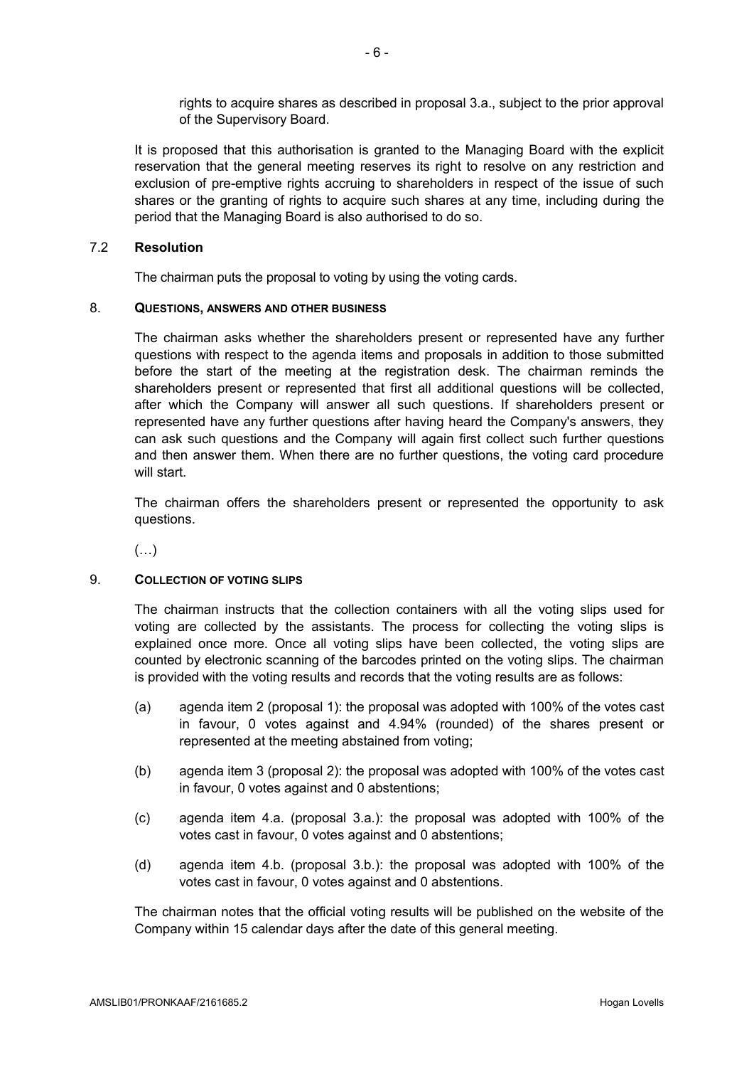rights to acquire shares as described in proposal 3.a., subject to the prior approval of the Supervisory Board.

It is proposed that this authorisation is granted to the Managing Board with the explicit reservation that the general meeting reserves its right to resolve on any restriction and exclusion of pre-emptive rights accruing to shareholders in respect of the issue of such shares or the granting of rights to acquire such shares at any time, including during the period that the Managing Board is also authorised to do so.

7.2 **Resolution**

The chairman puts the proposal to voting by using the voting cards.

8. **QUESTIONS, ANSWERS AND OTHER BUSINESS**

The chairman asks whether the shareholders present or represented have any further questions with respect to the agenda items and proposals in addition to those submitted before the start of the meeting at the registration desk. The chairman reminds the shareholders present or represented that first all additional questions will be collected, after which the Company will answer all such questions. If shareholders present or represented have any further questions after having heard the Company's answers, they can ask such questions and the Company will again first collect such further questions and then answer them. When there are no further questions, the voting card procedure will start.

The chairman offers the shareholders present or represented the opportunity to ask questions.

(…)

9. **COLLECTION OF VOTING SLIPS**

The chairman instructs that the collection containers with all the voting slips used for voting are collected by the assistants. The process for collecting the voting slips is explained once more. Once all voting slips have been collected, the voting slips are counted by electronic scanning of the barcodes printed on the voting slips. The chairman is provided with the voting results and records that the voting results are as follows:

(a) agenda item 2 (proposal 1): the proposal was adopted with 100% of the votes cast in favour, 0 votes against and 4.94% (rounded) of the shares present or represented at the meeting abstained from voting;

(b) agenda item 3 (proposal 2): the proposal was adopted with 100% of the votes cast in favour, 0 votes against and 0 abstentions;

(c) agenda item 4.a. (proposal 3.a.): the proposal was adopted with 100% of the votes cast in favour, 0 votes against and 0 abstentions;

(d) agenda item 4.b. (proposal 3.b.): the proposal was adopted with 100% of the votes cast in favour, 0 votes against and 0 abstentions.

The chairman notes that the official voting results will be published on the website of the Company within 15 calendar days after the date of this general meeting.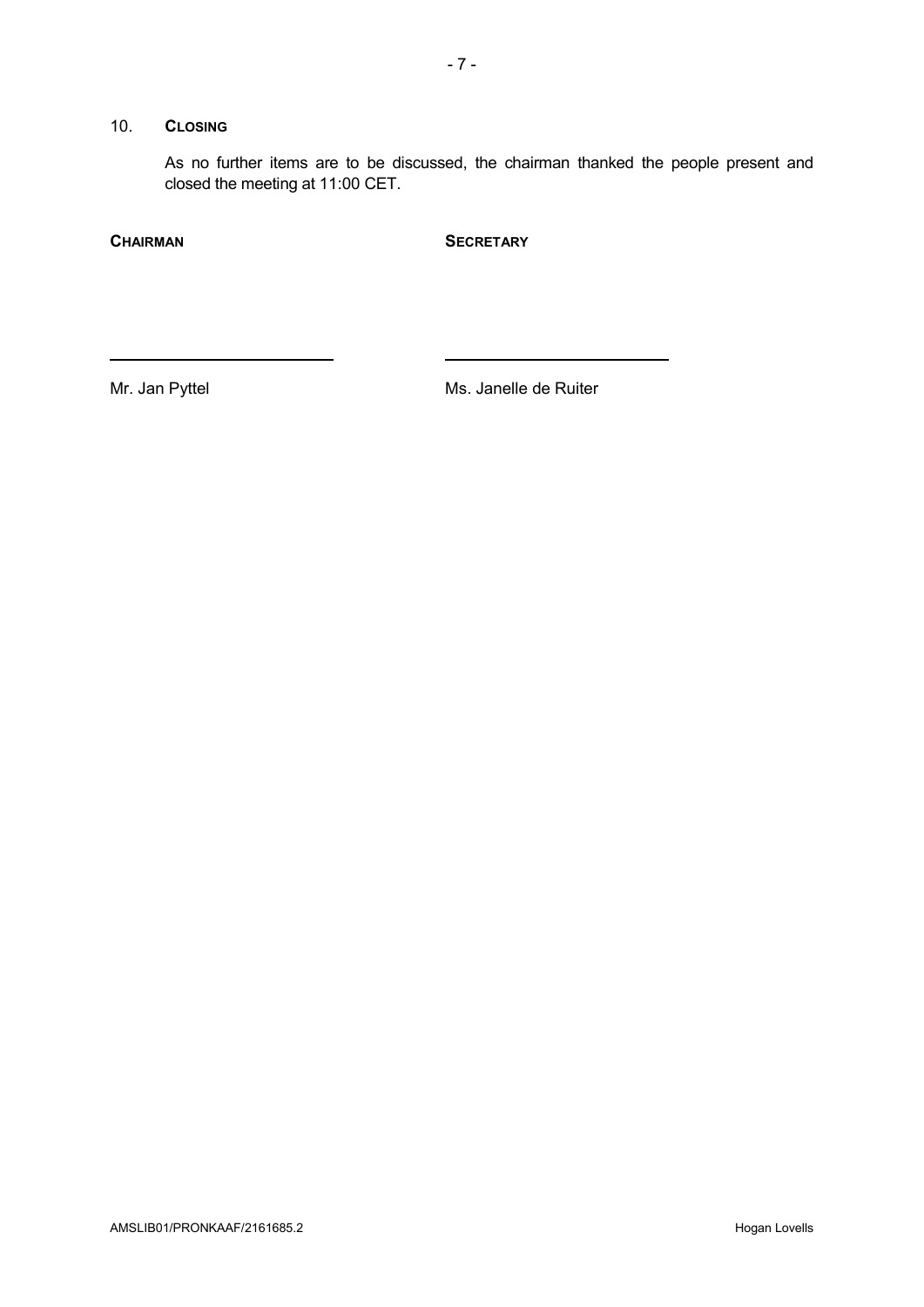## 10. **CLOSING**

As no further items are to be discussed, the chairman thanked the people present and closed the meeting at 11:00 CET.

| **CHAIRMAN** | **SECRETARY** |
| --- | --- |
| _________________________ | _________________________ |
| Mr. Jan Pyttel | Ms. Janelle de Ruiter |

AMSLIB01/PRONKAAF/2161685.2

Hogan Lovells